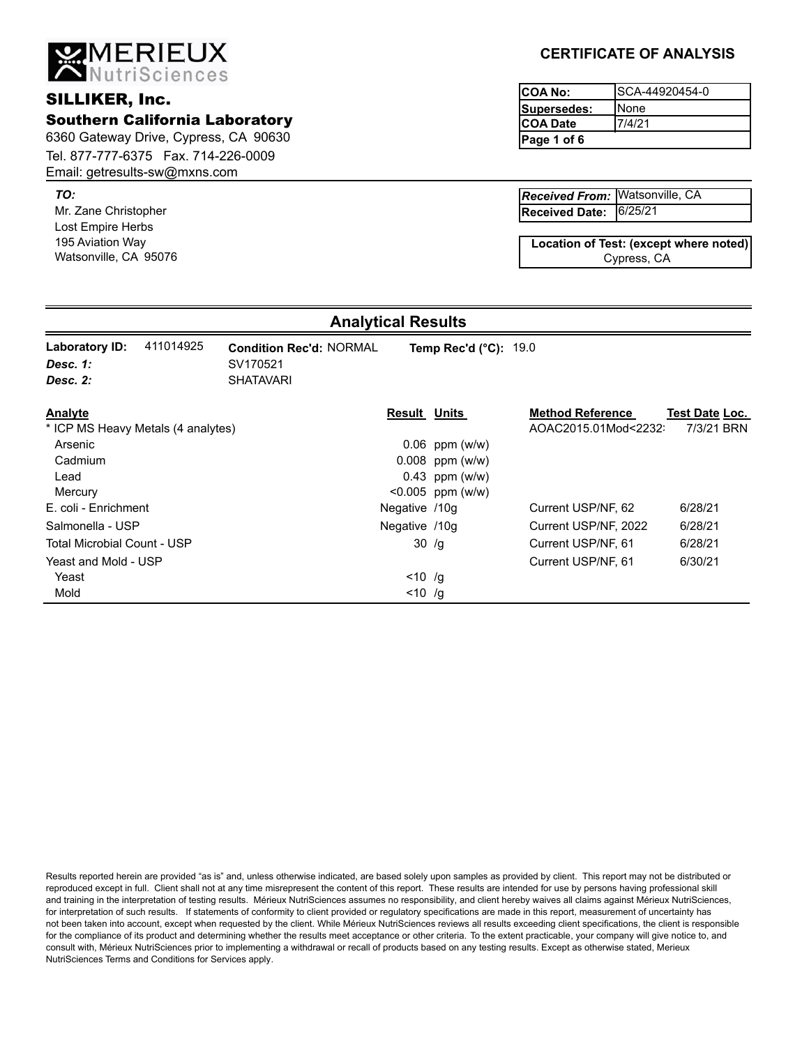# MERIEUX NutriSciences

## SILLIKER, Inc.
### Southern California Laboratory

6360 Gateway Drive, Cypress, CA 90630
Tel. 877-777-6375 Fax. 714-226-0009
Email: getresults-sw@mxns.com

## CERTIFICATE OF ANALYSIS

| | |
|---|---|
| **COA No:** | SCA-44920454-0 |
| **Supersedes:** | None |
| **COA Date** | 7/4/21 |

***TO:***
Mr. Zane Christopher
Lost Empire Herbs
195 Aviation Way
Watsonville, CA 95076

| | |
|---|---|
| ***Received From:*** | Watsonville, CA |
| **Received Date:** | 6/25/21 |

**Location of Test: (except where noted)**
Cypress, CA

## Analytical Results

**Laboratory ID:** 411014925 **Condition Rec'd:** NORMAL **Temp Rec'd (°C):** 19.0
***Desc. 1:*** SV170521
***Desc. 2:*** SHATAVARI

| Analyte | Result | Units | Method Reference | Test Date | Loc. |
|---|---|---|---|---|---|
| * ICP MS Heavy Metals (4 analytes) | | | AOAC2015.01Mod<2232: | 7/3/21 | BRN |
| Arsenic | 0.06 | ppm (w/w) | | | |
| Cadmium | 0.008 | ppm (w/w) | | | |
| Lead | 0.43 | ppm (w/w) | | | |
| Mercury | <0.005 | ppm (w/w) | | | |
| E. coli - Enrichment | Negative | /10g | Current USP/NF, 62 | 6/28/21 | |
| Salmonella - USP | Negative | /10g | Current USP/NF, 2022 | 6/28/21 | |
| Total Microbial Count - USP | 30 | /g | Current USP/NF, 61 | 6/28/21 | |
| Yeast and Mold - USP | | | Current USP/NF, 61 | 6/30/21 | |
| Yeast | <10 | /g | | | |
| Mold | <10 | /g | | | |

Results reported herein are provided "as is" and, unless otherwise indicated, are based solely upon samples as provided by client. This report may not be distributed or reproduced except in full. Client shall not at any time misrepresent the content of this report. These results are intended for use by persons having professional skill and training in the interpretation of testing results. Mérieux NutriSciences assumes no responsibility, and client hereby waives all claims against Mérieux NutriSciences, for interpretation of such results. If statements of conformity to client provided or regulatory specifications are made in this report, measurement of uncertainty has not been taken into account, except when requested by the client. While Mérieux NutriSciences reviews all results exceeding client specifications, the client is responsible for the compliance of its product and determining whether the results meet acceptance or other criteria. To the extent practicable, your company will give notice to, and consult with, Mérieux NutriSciences prior to implementing a withdrawal or recall of products based on any testing results. Except as otherwise stated, Merieux NutriSciences Terms and Conditions for Services apply.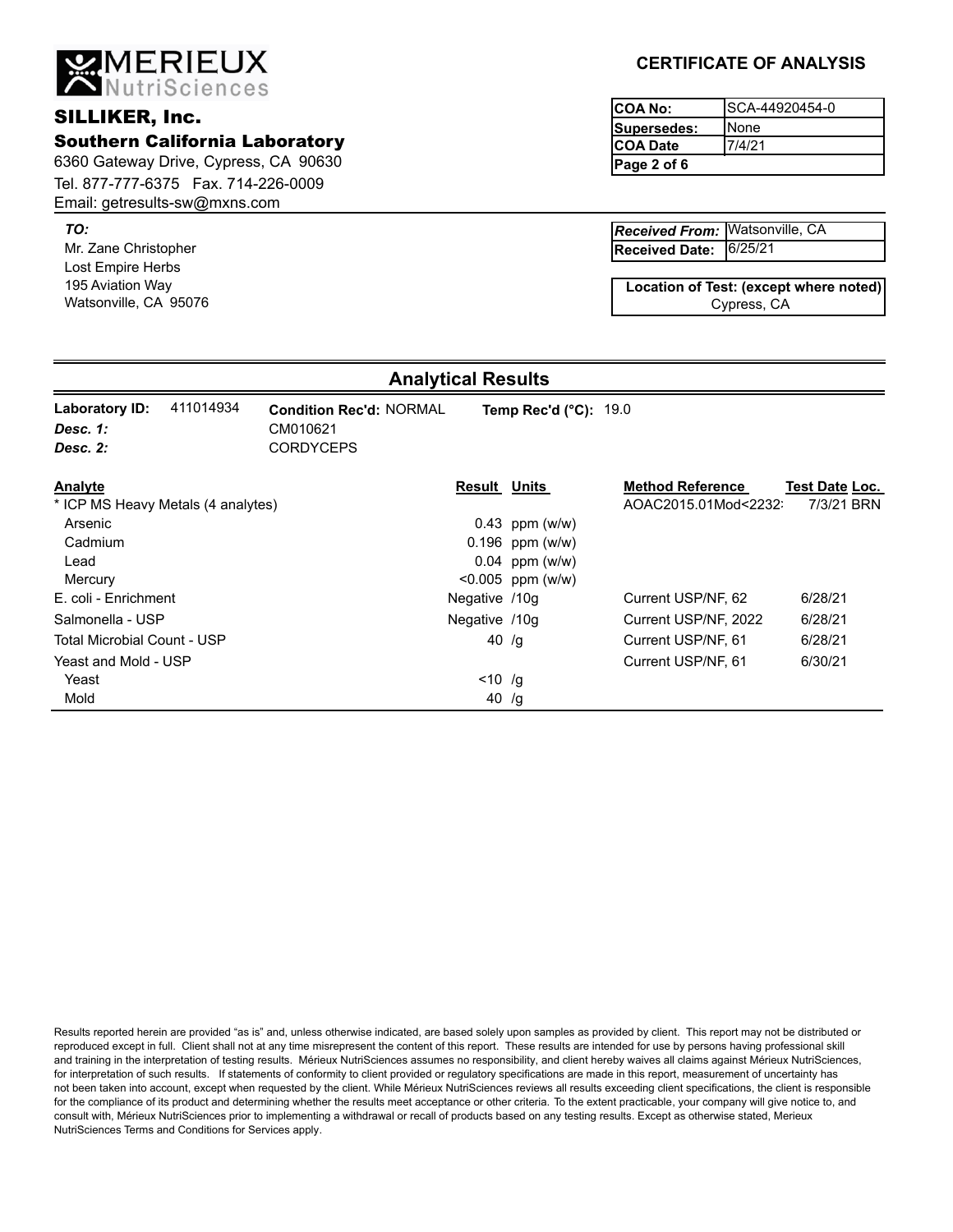# MERIEUX NutriSciences

## SILLIKER, Inc.

### Southern California Laboratory

6360 Gateway Drive, Cypress, CA 90630
Tel. 877-777-6375 Fax. 714-226-0009
Email: getresults-sw@mxns.com

**CERTIFICATE OF ANALYSIS**

| | |
|---|---|
| **COA No:** | SCA-44920454-0 |
| **Supersedes:** | None |
| **COA Date** | 7/4/21 |
| **Page 2 of 6** | |

***TO:***
Mr. Zane Christopher
Lost Empire Herbs
195 Aviation Way
Watsonville, CA 95076

| | |
|---|---|
| ***Received From:*** | Watsonville, CA |
| **Received Date:** | 6/25/21 |

**Location of Test: (except where noted)**
Cypress, CA

## Analytical Results

**Laboratory ID:** 411014934 **Condition Rec'd:** NORMAL **Temp Rec'd (°C):** 19.0
***Desc. 1:*** CM010621
***Desc. 2:*** CORDYCEPS

| Analyte | Result | Units | Method Reference | Test Date | Loc. |
|---|---|---|---|---|---|
| * ICP MS Heavy Metals (4 analytes) | | | AOAC2015.01Mod<2232: | 7/3/21 | BRN |
| Arsenic | 0.43 | ppm (w/w) | | | |
| Cadmium | 0.196 | ppm (w/w) | | | |
| Lead | 0.04 | ppm (w/w) | | | |
| Mercury | <0.005 | ppm (w/w) | | | |
| E. coli - Enrichment | Negative | /10g | Current USP/NF, 62 | 6/28/21 | |
| Salmonella - USP | Negative | /10g | Current USP/NF, 2022 | 6/28/21 | |
| Total Microbial Count - USP | 40 | /g | Current USP/NF, 61 | 6/28/21 | |
| Yeast and Mold - USP | | | Current USP/NF, 61 | 6/30/21 | |
| Yeast | <10 | /g | | | |
| Mold | 40 | /g | | | |

Results reported herein are provided "as is" and, unless otherwise indicated, are based solely upon samples as provided by client. This report may not be distributed or reproduced except in full. Client shall not at any time misrepresent the content of this report. These results are intended for use by persons having professional skill and training in the interpretation of testing results. Mérieux NutriSciences assumes no responsibility, and client hereby waives all claims against Mérieux NutriSciences, for interpretation of such results. If statements of conformity to client provided or regulatory specifications are made in this report, measurement of uncertainty has not been taken into account, except when requested by the client. While Mérieux NutriSciences reviews all results exceeding client specifications, the client is responsible for the compliance of its product and determining whether the results meet acceptance or other criteria. To the extent practicable, your company will give notice to, and consult with, Mérieux NutriSciences prior to implementing a withdrawal or recall of products based on any testing results. Except as otherwise stated, Merieux NutriSciences Terms and Conditions for Services apply.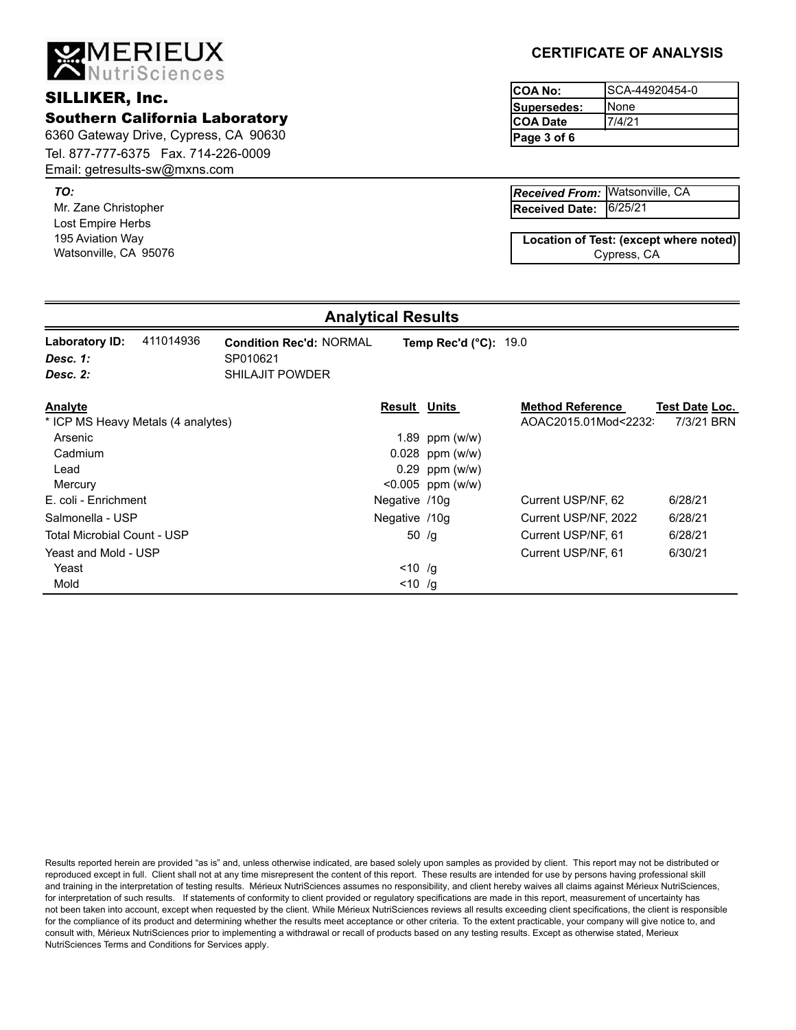MERIEUX NutriSciences

## SILLIKER, Inc.
### Southern California Laboratory

6360 Gateway Drive, Cypress, CA 90630
Tel. 877-777-6375 Fax. 714-226-0009
Email: getresults-sw@mxns.com

## CERTIFICATE OF ANALYSIS

| | |
|---|---|
| **COA No:** | SCA-44920454-0 |
| **Supersedes:** | None |
| **COA Date** | 7/4/21 |
| **Page 3 of 6** | |

***TO:***
Mr. Zane Christopher
Lost Empire Herbs
195 Aviation Way
Watsonville, CA 95076

| | |
|---|---|
| ***Received From:*** | Watsonville, CA |
| **Received Date:** | 6/25/21 |

**Location of Test: (except where noted)**
Cypress, CA

## Analytical Results

**Laboratory ID:** 411014936 **Condition Rec'd:** NORMAL **Temp Rec'd (°C):** 19.0

***Desc. 1:*** SP010621

***Desc. 2:*** SHILAJIT POWDER

| Analyte | Result | Units | Method Reference | Test Date | Loc. |
|---|---|---|---|---|---|
| * ICP MS Heavy Metals (4 analytes) | | | AOAC2015.01Mod<2232: | 7/3/21 | BRN |
| Arsenic | 1.89 | ppm (w/w) | | | |
| Cadmium | 0.028 | ppm (w/w) | | | |
| Lead | 0.29 | ppm (w/w) | | | |
| Mercury | <0.005 | ppm (w/w) | | | |
| E. coli - Enrichment | Negative | /10g | Current USP/NF, 62 | 6/28/21 | |
| Salmonella - USP | Negative | /10g | Current USP/NF, 2022 | 6/28/21 | |
| Total Microbial Count - USP | 50 | /g | Current USP/NF, 61 | 6/28/21 | |
| Yeast and Mold - USP | | | Current USP/NF, 61 | 6/30/21 | |
| Yeast | <10 | /g | | | |
| Mold | <10 | /g | | | |

Results reported herein are provided "as is" and, unless otherwise indicated, are based solely upon samples as provided by client. This report may not be distributed or reproduced except in full. Client shall not at any time misrepresent the content of this report. These results are intended for use by persons having professional skill and training in the interpretation of testing results. Mérieux NutriSciences assumes no responsibility, and client hereby waives all claims against Mérieux NutriSciences, for interpretation of such results. If statements of conformity to client provided or regulatory specifications are made in this report, measurement of uncertainty has not been taken into account, except when requested by the client. While Mérieux NutriSciences reviews all results exceeding client specifications, the client is responsible for the compliance of its product and determining whether the results meet acceptance or other criteria. To the extent practicable, your company will give notice to, and consult with, Mérieux NutriSciences prior to implementing a withdrawal or recall of products based on any testing results. Except as otherwise stated, Merieux NutriSciences Terms and Conditions for Services apply.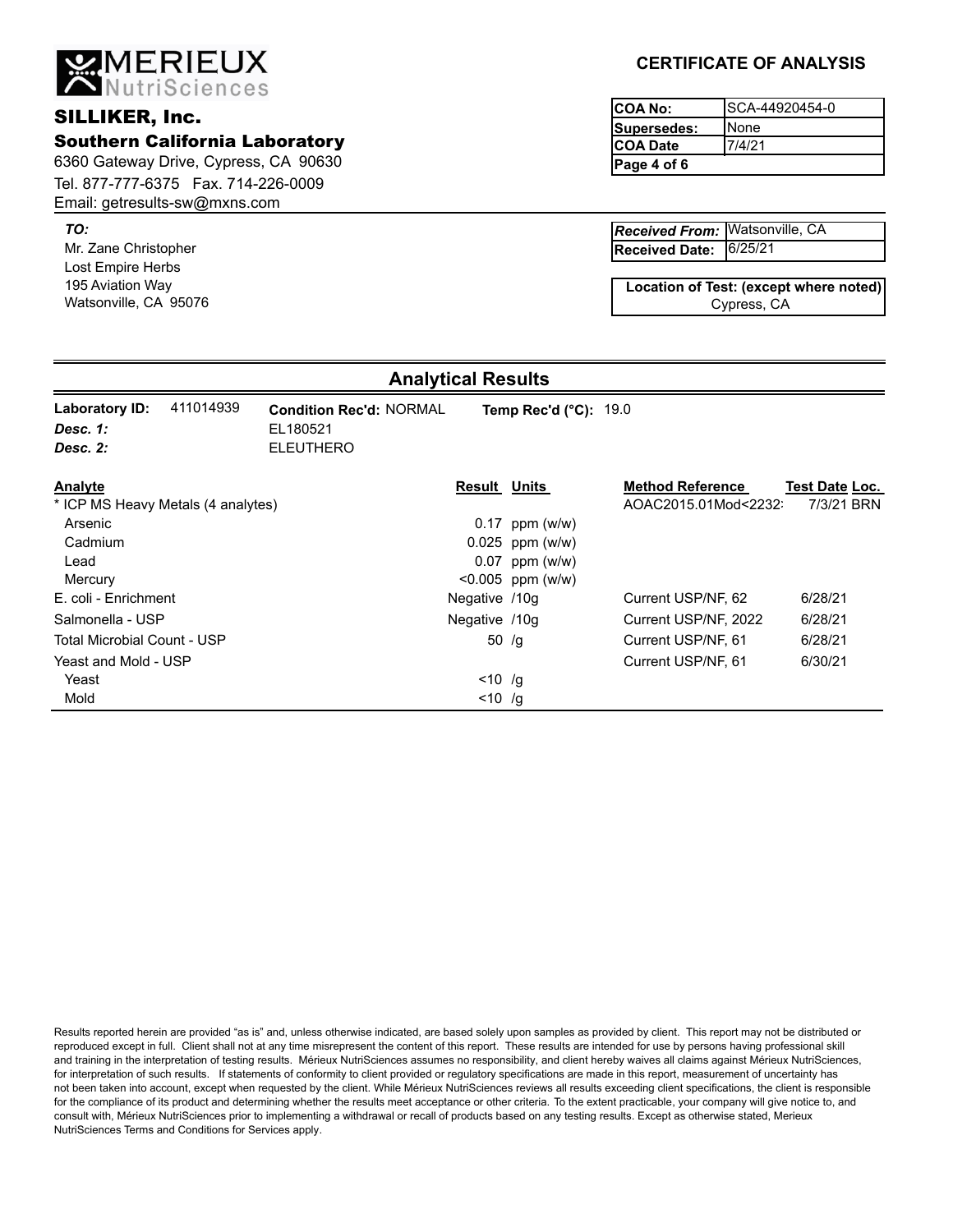# MERIEUX NutriSciences

## SILLIKER, Inc.

### Southern California Laboratory

6360 Gateway Drive, Cypress, CA 90630
Tel. 877-777-6375 Fax. 714-226-0009
Email: getresults-sw@mxns.com

## CERTIFICATE OF ANALYSIS

| | |
|---|---|
| **COA No:** | SCA-44920454-0 |
| **Supersedes:** | None |
| **COA Date** | 7/4/21 |
| **Page 4 of 6** | |

***TO:***
Mr. Zane Christopher
Lost Empire Herbs
195 Aviation Way
Watsonville, CA 95076

| | |
|---|---|
| ***Received From:*** | Watsonville, CA |
| **Received Date:** | 6/25/21 |

**Location of Test: (except where noted)**
Cypress, CA

## Analytical Results

**Laboratory ID:** 411014939 **Condition Rec'd:** NORMAL **Temp Rec'd (°C):** 19.0
***Desc. 1:*** EL180521
***Desc. 2:*** ELEUTHERO

| Analyte | Result | Units | Method Reference | Test Date | Loc. |
|---|---|---|---|---|---|
| * ICP MS Heavy Metals (4 analytes) | | | AOAC2015.01Mod<2232: | 7/3/21 | BRN |
| Arsenic | 0.17 | ppm (w/w) | | | |
| Cadmium | 0.025 | ppm (w/w) | | | |
| Lead | 0.07 | ppm (w/w) | | | |
| Mercury | <0.005 | ppm (w/w) | | | |
| E. coli - Enrichment | Negative | /10g | Current USP/NF, 62 | 6/28/21 | |
| Salmonella - USP | Negative | /10g | Current USP/NF, 2022 | 6/28/21 | |
| Total Microbial Count - USP | 50 | /g | Current USP/NF, 61 | 6/28/21 | |
| Yeast and Mold - USP | | | Current USP/NF, 61 | 6/30/21 | |
| Yeast | <10 | /g | | | |
| Mold | <10 | /g | | | |

Results reported herein are provided "as is" and, unless otherwise indicated, are based solely upon samples as provided by client. This report may not be distributed or reproduced except in full. Client shall not at any time misrepresent the content of this report. These results are intended for use by persons having professional skill and training in the interpretation of testing results. Mérieux NutriSciences assumes no responsibility, and client hereby waives all claims against Mérieux NutriSciences, for interpretation of such results. If statements of conformity to client provided or regulatory specifications are made in this report, measurement of uncertainty has not been taken into account, except when requested by the client. While Mérieux NutriSciences reviews all results exceeding client specifications, the client is responsible for the compliance of its product and determining whether the results meet acceptance or other criteria. To the extent practicable, your company will give notice to, and consult with, Mérieux NutriSciences prior to implementing a withdrawal or recall of products based on any testing results. Except as otherwise stated, Merieux NutriSciences Terms and Conditions for Services apply.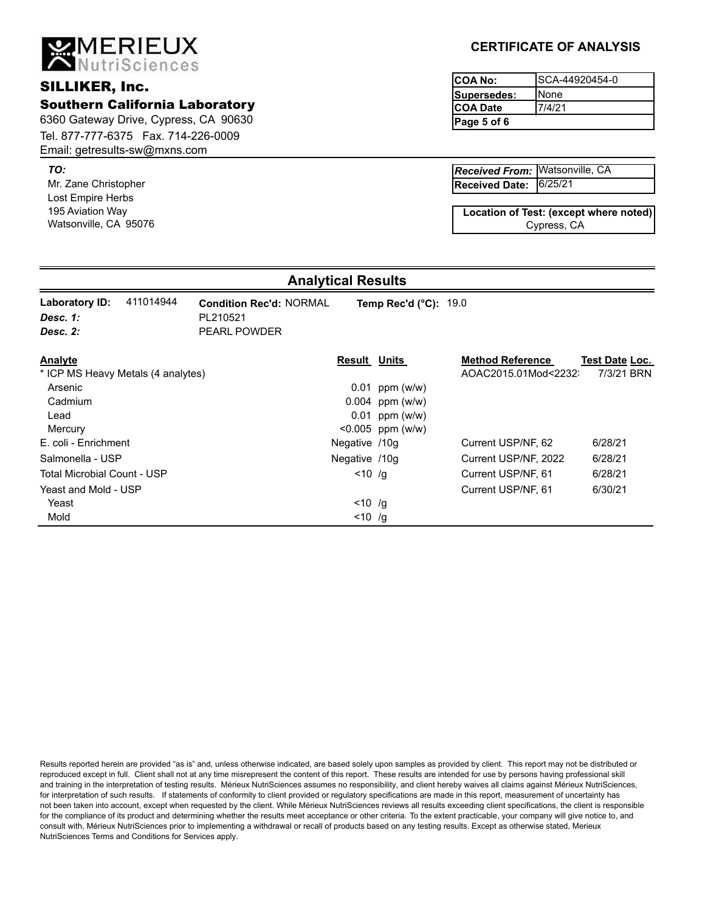MERIEUX NutriSciences

## SILLIKER, Inc.

### Southern California Laboratory

6360 Gateway Drive, Cypress, CA 90630
Tel. 877-777-6375 Fax. 714-226-0009
Email: getresults-sw@mxns.com

**CERTIFICATE OF ANALYSIS**

| | |
|---|---|
| **COA No:** | SCA-44920454-0 |
| **Supersedes:** | None |
| **COA Date** | 7/4/21 |

***TO:***
Mr. Zane Christopher
Lost Empire Herbs
195 Aviation Way
Watsonville, CA 95076

| | |
|---|---|
| ***Received From:*** | Watsonville, CA |
| **Received Date:** | 6/25/21 |

**Location of Test: (except where noted)**
Cypress, CA

## Analytical Results

**Laboratory ID:** 411014944 **Condition Rec'd:** NORMAL **Temp Rec'd (°C):** 19.0
***Desc. 1:*** PL210521
***Desc. 2:*** PEARL POWDER

| Analyte | Result | Units | Method Reference | Test Date | Loc. |
|---|---|---|---|---|---|
| * ICP MS Heavy Metals (4 analytes) | | | AOAC2015.01Mod<2232: | 7/3/21 | BRN |
| Arsenic | 0.01 | ppm (w/w) | | | |
| Cadmium | 0.004 | ppm (w/w) | | | |
| Lead | 0.01 | ppm (w/w) | | | |
| Mercury | <0.005 | ppm (w/w) | | | |
| E. coli - Enrichment | Negative | /10g | Current USP/NF, 62 | 6/28/21 | |
| Salmonella - USP | Negative | /10g | Current USP/NF, 2022 | 6/28/21 | |
| Total Microbial Count - USP | <10 | /g | Current USP/NF, 61 | 6/28/21 | |
| Yeast and Mold - USP | | | Current USP/NF, 61 | 6/30/21 | |
| Yeast | <10 | /g | | | |
| Mold | <10 | /g | | | |

Results reported herein are provided "as is" and, unless otherwise indicated, are based solely upon samples as provided by client. This report may not be distributed or reproduced except in full. Client shall not at any time misrepresent the content of this report. These results are intended for use by persons having professional skill and training in the interpretation of testing results. Mérieux NutriSciences assumes no responsibility, and client hereby waives all claims against Mérieux NutriSciences, for interpretation of such results. If statements of conformity to client provided or regulatory specifications are made in this report, measurement of uncertainty has not been taken into account, except when requested by the client. While Mérieux NutriSciences reviews all results exceeding client specifications, the client is responsible for the compliance of its product and determining whether the results meet acceptance or other criteria. To the extent practicable, your company will give notice to, and consult with, Mérieux NutriSciences prior to implementing a withdrawal or recall of products based on any testing results. Except as otherwise stated, Merieux NutriSciences Terms and Conditions for Services apply.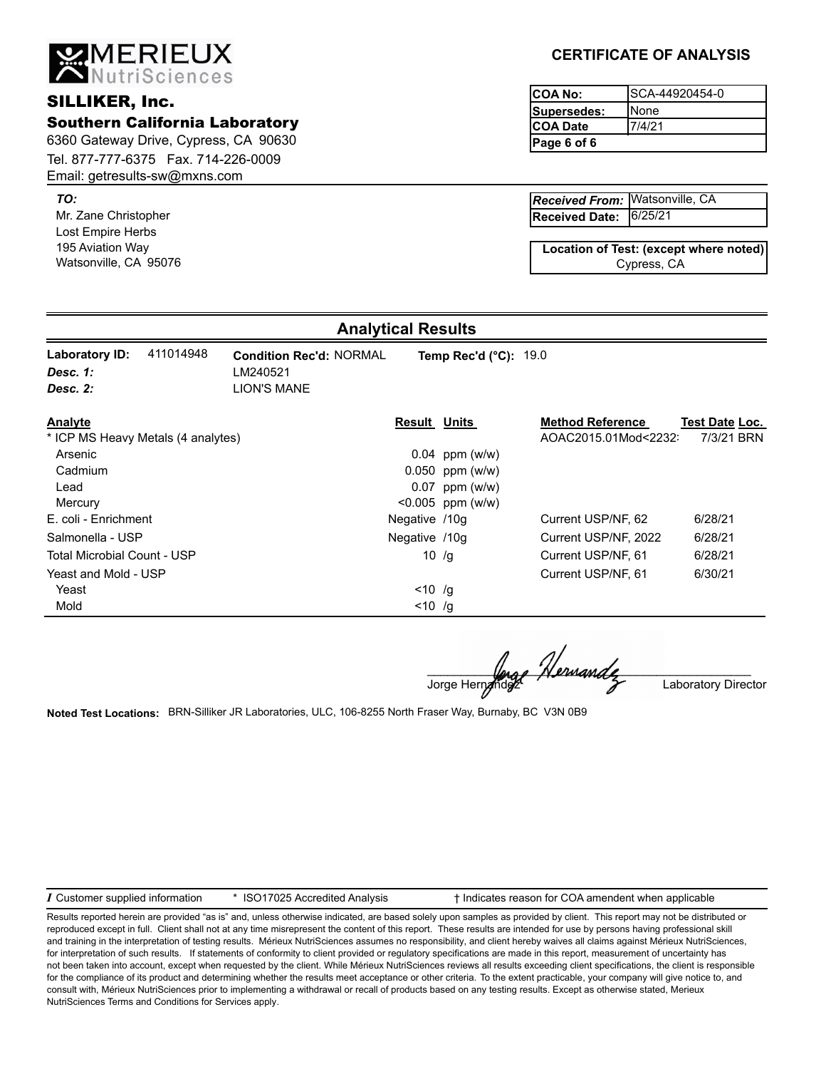# MERIEUX NutriSciences

## SILLIKER, Inc.

### Southern California Laboratory

6360 Gateway Drive, Cypress, CA 90630
Tel. 877-777-6375 Fax. 714-226-0009
Email: getresults-sw@mxns.com

## CERTIFICATE OF ANALYSIS

| | |
|---|---|
| **COA No:** | SCA-44920454-0 |
| **Supersedes:** | None |
| **COA Date** | 7/4/21 |
| **Page 6 of 6** | |

***TO:***
Mr. Zane Christopher
Lost Empire Herbs
195 Aviation Way
Watsonville, CA 95076

| | |
|---|---|
| ***Received From:*** | Watsonville, CA |
| **Received Date:** | 6/25/21 |

**Location of Test: (except where noted)**
Cypress, CA

## Analytical Results

**Laboratory ID:** 411014948 **Condition Rec'd:** NORMAL **Temp Rec'd (°C):** 19.0
***Desc. 1:*** LM240521
***Desc. 2:*** LION'S MANE

| Analyte | Result | Units | Method Reference | Test Date | Loc. |
|---|---|---|---|---|---|
| * ICP MS Heavy Metals (4 analytes) | | | AOAC2015.01Mod<2232: | 7/3/21 | BRN |
| Arsenic | 0.04 | ppm (w/w) | | | |
| Cadmium | 0.050 | ppm (w/w) | | | |
| Lead | 0.07 | ppm (w/w) | | | |
| Mercury | <0.005 | ppm (w/w) | | | |
| E. coli - Enrichment | Negative | /10g | Current USP/NF, 62 | 6/28/21 | |
| Salmonella - USP | Negative | /10g | Current USP/NF, 2022 | 6/28/21 | |
| Total Microbial Count - USP | 10 | /g | Current USP/NF, 61 | 6/28/21 | |
| Yeast and Mold - USP | | | Current USP/NF, 61 | 6/30/21 | |
| Yeast | <10 | /g | | | |
| Mold | <10 | /g | | | |

Jorge Hernandez — Laboratory Director

**Noted Test Locations:** BRN-Silliker JR Laboratories, ULC, 106-8255 North Fraser Way, Burnaby, BC V3N 0B9

*I* Customer supplied information * ISO17025 Accredited Analysis † Indicates reason for COA amendent when applicable

Results reported herein are provided "as is" and, unless otherwise indicated, are based solely upon samples as provided by client. This report may not be distributed or reproduced except in full. Client shall not at any time misrepresent the content of this report. These results are intended for use by persons having professional skill and training in the interpretation of testing results. Mérieux NutriSciences assumes no responsibility, and client hereby waives all claims against Mérieux NutriSciences, for interpretation of such results. If statements of conformity to client provided or regulatory specifications are made in this report, measurement of uncertainty has not been taken into account, except when requested by the client. While Mérieux NutriSciences reviews all results exceeding client specifications, the client is responsible for the compliance of its product and determining whether the results meet acceptance or other criteria. To the extent practicable, your company will give notice to, and consult with, Mérieux NutriSciences prior to implementing a withdrawal or recall of products based on any testing results. Except as otherwise stated, Merieux NutriSciences Terms and Conditions for Services apply.